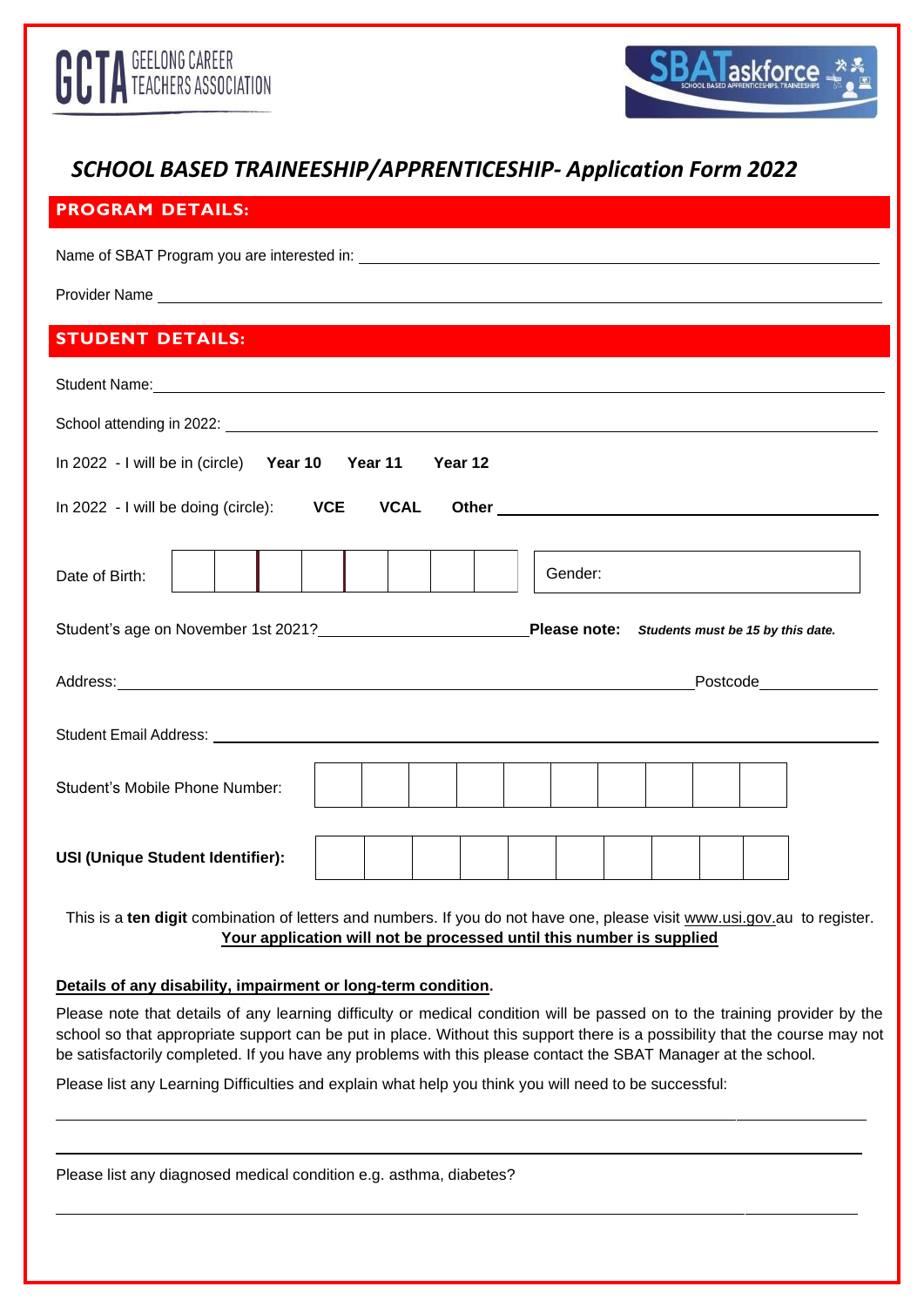GCTA GEELONG CAREER TEACHERS ASSOCIATION

SBATaskforce SCHOOL BASED APPRENTICESHIPS, TRAINEESHIPS

# *SCHOOL BASED TRAINEESHIP/APPRENTICESHIP- Application Form 2022*

## PROGRAM DETAILS:

Name of SBAT Program you are interested in: ____________________

Provider Name ____________________

## STUDENT DETAILS:

Student Name: ____________________

School attending in 2022: ____________________

In 2022 - I will be in (circle) **Year 10** **Year 11** **Year 12**

In 2022 - I will be doing (circle): **VCE** **VCAL** **Other** ____________________

Date of Birth: | | | | | | | | |  Gender:

Student's age on November 1st 2021? ____________________ **Please note:** ***Students must be 15 by this date.***

Address: ____________________ Postcode ____________

Student Email Address: ____________________

Student's Mobile Phone Number: | | | | | | | | | | |

**USI (Unique Student Identifier):** | | | | | | | | | | |

This is a **ten digit** combination of letters and numbers. If you do not have one, please visit www.usi.gov.au to register.
**Your application will not be processed until this number is supplied**

**Details of any disability, impairment or long-term condition.**

Please note that details of any learning difficulty or medical condition will be passed on to the training provider by the school so that appropriate support can be put in place. Without this support there is a possibility that the course may not be satisfactorily completed. If you have any problems with this please contact the SBAT Manager at the school.

Please list any Learning Difficulties and explain what help you think you will need to be successful:

____________________

____________________

Please list any diagnosed medical condition e.g. asthma, diabetes?

____________________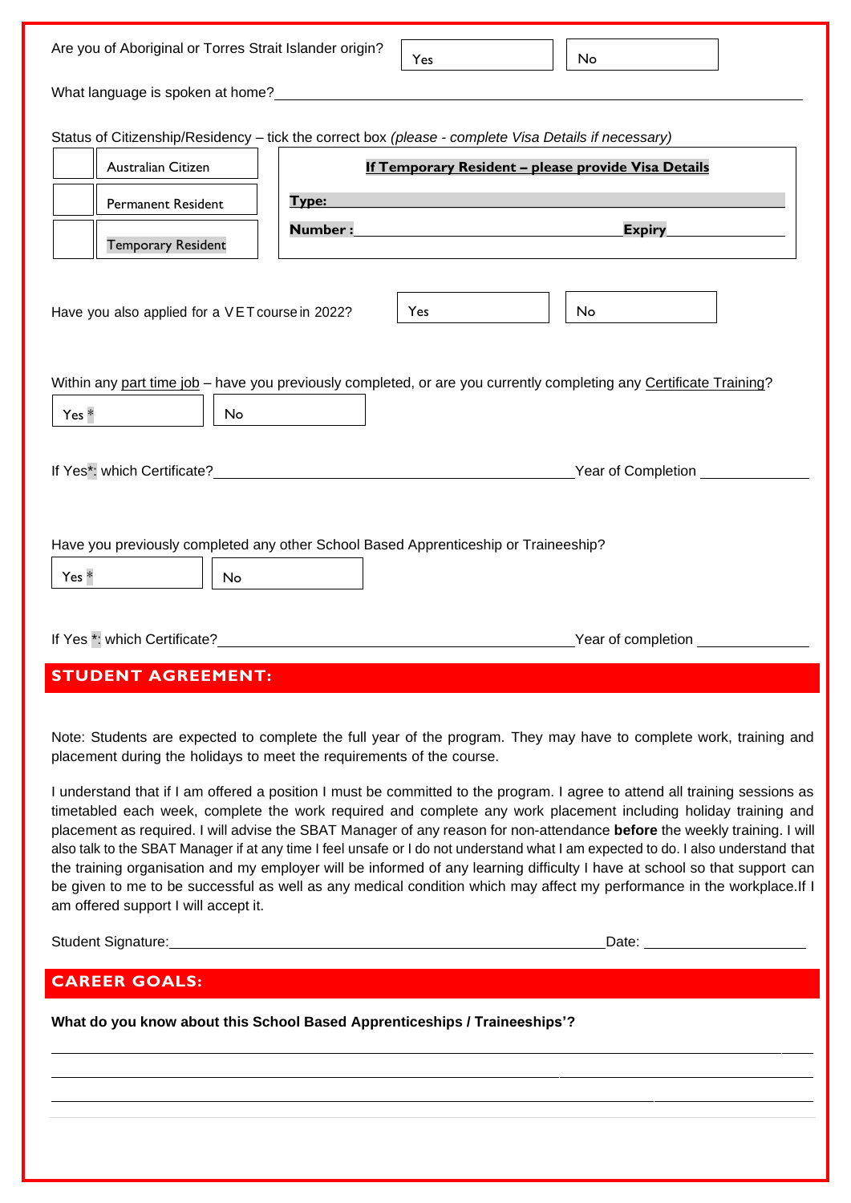Are you of Aboriginal or Torres Strait Islander origin? | Yes | No |

What language is spoken at home?\_\_\_\_\_\_\_\_\_\_\_\_\_\_\_\_\_\_\_\_\_\_\_\_\_\_\_\_\_\_\_\_\_\_\_\_\_\_\_\_

Status of Citizenship/Residency – tick the correct box *(please - complete Visa Details if necessary)*

| | | **If Temporary Resident – please provide Visa Details** |
|---|---|---|
| ☐ | Australian Citizen | |
| ☐ | Permanent Resident | **Type:** |
| ☐ | Temporary Resident | **Number :** \_\_\_\_\_\_\_\_\_\_\_\_\_\_\_\_ **Expiry** \_\_\_\_\_\_\_\_ |

Have you also applied for a VET course in 2022? | Yes | No |

Within any part time job – have you previously completed, or are you currently completing any Certificate Training?

| Yes * | No |

If Yes*: which Certificate?\_\_\_\_\_\_\_\_\_\_\_\_\_\_\_\_\_\_\_\_\_\_\_\_\_\_\_\_\_\_\_\_ Year of Completion \_\_\_\_\_\_\_\_\_\_

Have you previously completed any other School Based Apprenticeship or Traineeship?

| Yes * | No |

If Yes *: which Certificate?\_\_\_\_\_\_\_\_\_\_\_\_\_\_\_\_\_\_\_\_\_\_\_\_\_\_\_\_\_\_\_\_ Year of completion \_\_\_\_\_\_\_\_\_\_

## STUDENT AGREEMENT:

Note: Students are expected to complete the full year of the program. They may have to complete work, training and placement during the holidays to meet the requirements of the course.

I understand that if I am offered a position I must be committed to the program. I agree to attend all training sessions as timetabled each week, complete the work required and complete any work placement including holiday training and placement as required. I will advise the SBAT Manager of any reason for non-attendance **before** the weekly training. I will also talk to the SBAT Manager if at any time I feel unsafe or I do not understand what I am expected to do. I also understand that the training organisation and my employer will be informed of any learning difficulty I have at school so that support can be given to me to be successful as well as any medical condition which may affect my performance in the workplace.If I am offered support I will accept it.

Student Signature:\_\_\_\_\_\_\_\_\_\_\_\_\_\_\_\_\_\_\_\_\_\_\_\_\_\_\_\_\_\_\_\_\_\_\_\_\_\_\_\_ Date: \_\_\_\_\_\_\_\_\_\_\_\_\_\_

## CAREER GOALS:

**What do you know about this School Based Apprenticeships / Traineeships'?**

\_\_\_\_\_\_\_\_\_\_\_\_\_\_\_\_\_\_\_\_\_\_\_\_\_\_\_\_\_\_\_\_\_\_\_\_\_\_\_\_\_\_\_\_\_\_\_\_\_\_\_\_\_\_\_\_\_\_\_\_

\_\_\_\_\_\_\_\_\_\_\_\_\_\_\_\_\_\_\_\_\_\_\_\_\_\_\_\_\_\_\_\_\_\_\_\_\_\_\_\_\_\_\_\_\_\_\_\_\_\_\_\_\_\_\_\_\_\_\_\_

\_\_\_\_\_\_\_\_\_\_\_\_\_\_\_\_\_\_\_\_\_\_\_\_\_\_\_\_\_\_\_\_\_\_\_\_\_\_\_\_\_\_\_\_\_\_\_\_\_\_\_\_\_\_\_\_\_\_\_\_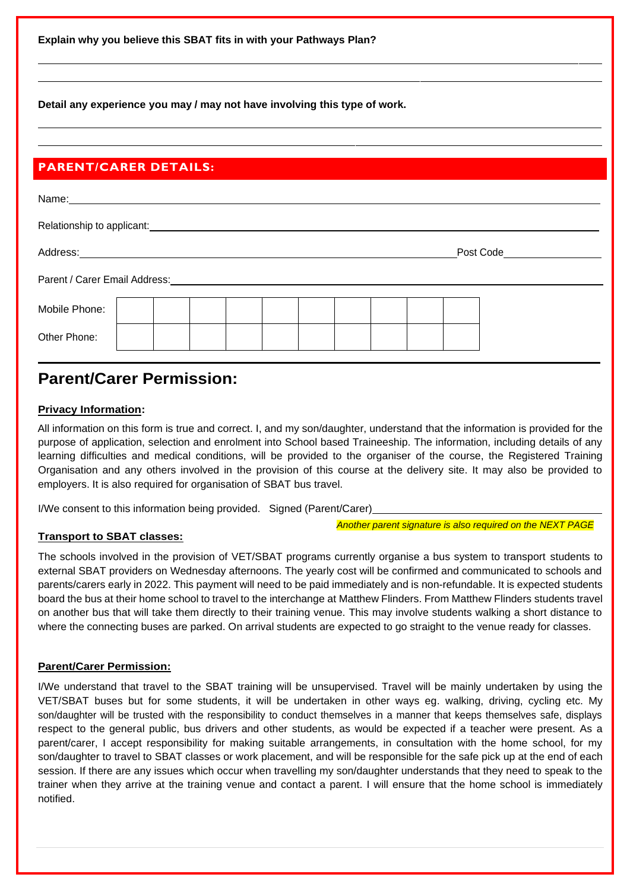**Explain why you believe this SBAT fits in with your Pathways Plan?**

**Detail any experience you may / may not have involving this type of work.**

## PARENT/CARER DETAILS:

Name:

Relationship to applicant:

Address: Post Code

Parent / Carer Email Address:

| Mobile Phone: | | | | | | | | | | |
|---|---|---|---|---|---|---|---|---|---|---|
| Other Phone: | | | | | | | | | | |

# Parent/Carer Permission:

**Privacy Information:**

All information on this form is true and correct. I, and my son/daughter, understand that the information is provided for the purpose of application, selection and enrolment into School based Traineeship. The information, including details of any learning difficulties and medical conditions, will be provided to the organiser of the course, the Registered Training Organisation and any others involved in the provision of this course at the delivery site. It may also be provided to employers. It is also required for organisation of SBAT bus travel.

I/We consent to this information being provided. Signed (Parent/Carer)

*Another parent signature is also required on the NEXT PAGE*

**Transport to SBAT classes:**

The schools involved in the provision of VET/SBAT programs currently organise a bus system to transport students to external SBAT providers on Wednesday afternoons. The yearly cost will be confirmed and communicated to schools and parents/carers early in 2022. This payment will need to be paid immediately and is non-refundable. It is expected students board the bus at their home school to travel to the interchange at Matthew Flinders. From Matthew Flinders students travel on another bus that will take them directly to their training venue. This may involve students walking a short distance to where the connecting buses are parked. On arrival students are expected to go straight to the venue ready for classes.

**Parent/Carer Permission:**

I/We understand that travel to the SBAT training will be unsupervised. Travel will be mainly undertaken by using the VET/SBAT buses but for some students, it will be undertaken in other ways eg. walking, driving, cycling etc. My son/daughter will be trusted with the responsibility to conduct themselves in a manner that keeps themselves safe, displays respect to the general public, bus drivers and other students, as would be expected if a teacher were present. As a parent/carer, I accept responsibility for making suitable arrangements, in consultation with the home school, for my son/daughter to travel to SBAT classes or work placement, and will be responsible for the safe pick up at the end of each session. If there are any issues which occur when travelling my son/daughter understands that they need to speak to the trainer when they arrive at the training venue and contact a parent. I will ensure that the home school is immediately notified.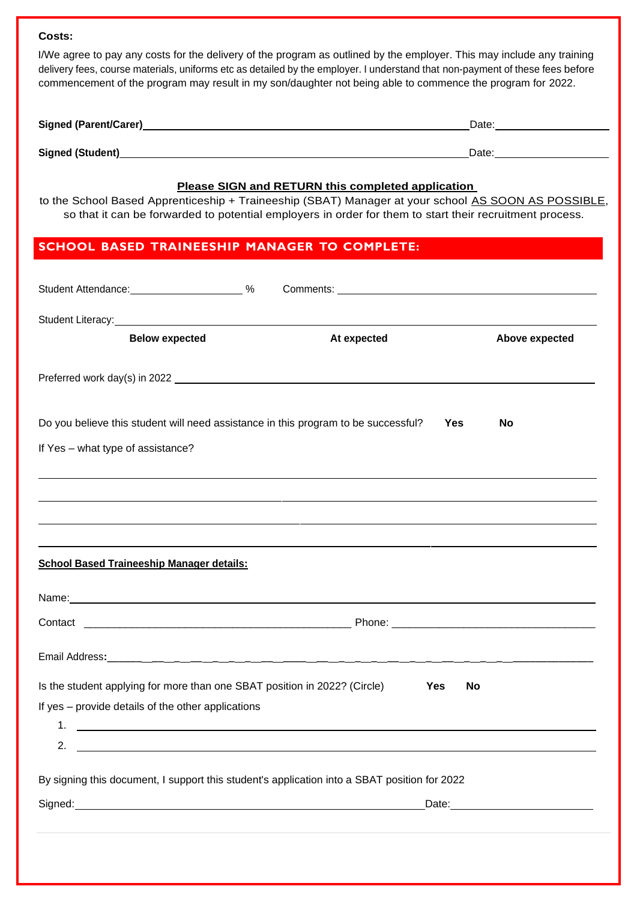**Costs:**

I/We agree to pay any costs for the delivery of the program as outlined by the employer. This may include any training delivery fees, course materials, uniforms etc as detailed by the employer. I understand that non-payment of these fees before commencement of the program may result in my son/daughter not being able to commence the program for 2022.

**Signed (Parent/Carer)**\_\_\_\_\_\_\_\_\_\_\_\_\_\_\_\_\_\_\_\_\_\_\_\_\_\_\_\_\_\_\_\_\_\_\_\_\_\_\_\_\_\_\_\_\_\_\_\_ Date:\_\_\_\_\_\_\_\_\_\_\_\_\_\_\_\_

**Signed (Student)**\_\_\_\_\_\_\_\_\_\_\_\_\_\_\_\_\_\_\_\_\_\_\_\_\_\_\_\_\_\_\_\_\_\_\_\_\_\_\_\_\_\_\_\_\_\_\_\_\_\_\_\_ Date:\_\_\_\_\_\_\_\_\_\_\_\_\_\_\_\_

**Please SIGN and RETURN this completed application**
to the School Based Apprenticeship + Traineeship (SBAT) Manager at your school AS SOON AS POSSIBLE, so that it can be forwarded to potential employers in order for them to start their recruitment process.

## SCHOOL BASED TRAINEESHIP MANAGER TO COMPLETE:

Student Attendance:\_\_\_\_\_\_\_\_\_\_\_\_\_\_\_\_ % Comments: \_\_\_\_\_\_\_\_\_\_\_\_\_\_\_\_\_\_\_\_\_\_\_\_\_\_\_\_\_\_\_\_\_\_\_\_\_\_\_\_

Student Literacy:\_\_\_\_\_\_\_\_\_\_\_\_\_\_\_\_\_\_\_\_\_\_\_\_\_\_\_\_\_\_\_\_\_\_\_\_\_\_\_\_\_\_\_\_\_\_\_\_\_\_\_\_\_\_\_\_\_\_\_\_\_\_\_\_\_\_

**Below expected** **At expected** **Above expected**

Preferred work day(s) in 2022 \_\_\_\_\_\_\_\_\_\_\_\_\_\_\_\_\_\_\_\_\_\_\_\_\_\_\_\_\_\_\_\_\_\_\_\_\_\_\_\_\_\_\_\_\_\_\_\_\_\_\_\_\_\_\_\_\_\_\_\_

Do you believe this student will need assistance in this program to be successful? **Yes** **No**

If Yes – what type of assistance?

\_\_\_\_\_\_\_\_\_\_\_\_\_\_\_\_\_\_\_\_\_\_\_\_\_\_\_\_\_\_\_\_\_\_\_\_\_\_\_\_\_\_\_\_\_\_\_\_\_\_\_\_\_\_\_\_\_\_\_\_\_\_\_\_\_\_\_\_\_\_\_\_\_\_\_\_\_\_\_\_

\_\_\_\_\_\_\_\_\_\_\_\_\_\_\_\_\_\_\_\_\_\_\_\_\_\_\_\_\_\_\_\_\_\_\_\_\_\_\_\_\_\_\_\_\_\_\_\_\_\_\_\_\_\_\_\_\_\_\_\_\_\_\_\_\_\_\_\_\_\_\_\_\_\_\_\_\_\_\_\_

\_\_\_\_\_\_\_\_\_\_\_\_\_\_\_\_\_\_\_\_\_\_\_\_\_\_\_\_\_\_\_\_\_\_\_\_\_\_\_\_\_\_\_\_\_\_\_\_\_\_\_\_\_\_\_\_\_\_\_\_\_\_\_\_\_\_\_\_\_\_\_\_\_\_\_\_\_\_\_\_

\_\_\_\_\_\_\_\_\_\_\_\_\_\_\_\_\_\_\_\_\_\_\_\_\_\_\_\_\_\_\_\_\_\_\_\_\_\_\_\_\_\_\_\_\_\_\_\_\_\_\_\_\_\_\_\_\_\_\_\_\_\_\_\_\_\_\_\_\_\_\_\_\_\_\_\_\_\_\_\_

**School Based Traineeship Manager details:**

Name:\_\_\_\_\_\_\_\_\_\_\_\_\_\_\_\_\_\_\_\_\_\_\_\_\_\_\_\_\_\_\_\_\_\_\_\_\_\_\_\_\_\_\_\_\_\_\_\_\_\_\_\_\_\_\_\_\_\_\_\_\_\_\_\_\_\_\_\_\_\_\_\_\_\_

Contact \_\_\_\_\_\_\_\_\_\_\_\_\_\_\_\_\_\_\_\_\_\_\_\_\_\_\_\_\_\_\_\_\_\_\_\_\_\_\_\_\_\_\_ Phone: \_\_\_\_\_\_\_\_\_\_\_\_\_\_\_\_\_\_\_\_\_\_\_\_\_\_\_\_\_\_\_\_\_

Email Address**:**\_\_\_\_\_\_\_\_\_\_\_\_\_\_\_\_\_\_\_\_\_\_\_\_\_\_\_\_\_\_\_\_\_\_\_\_\_\_\_\_\_\_\_\_\_\_\_\_\_\_\_\_\_\_\_\_\_\_\_\_\_\_\_\_\_\_\_\_\_

Is the student applying for more than one SBAT position in 2022? (Circle) **Yes** **No**

If yes – provide details of the other applications

1. \_\_\_\_\_\_\_\_\_\_\_\_\_\_\_\_\_\_\_\_\_\_\_\_\_\_\_\_\_\_\_\_\_\_\_\_\_\_\_\_\_\_\_\_\_\_\_\_\_\_\_\_\_\_\_\_\_\_\_\_\_\_\_\_\_\_\_\_\_\_\_\_\_\_\_\_
2. \_\_\_\_\_\_\_\_\_\_\_\_\_\_\_\_\_\_\_\_\_\_\_\_\_\_\_\_\_\_\_\_\_\_\_\_\_\_\_\_\_\_\_\_\_\_\_\_\_\_\_\_\_\_\_\_\_\_\_\_\_\_\_\_\_\_\_\_\_\_\_\_\_\_\_\_

By signing this document, I support this student's application into a SBAT position for 2022

Signed:\_\_\_\_\_\_\_\_\_\_\_\_\_\_\_\_\_\_\_\_\_\_\_\_\_\_\_\_\_\_\_\_\_\_\_\_\_\_\_\_\_\_\_\_\_\_\_\_\_\_\_\_\_\_\_\_ Date:\_\_\_\_\_\_\_\_\_\_\_\_\_\_\_\_\_\_\_\_